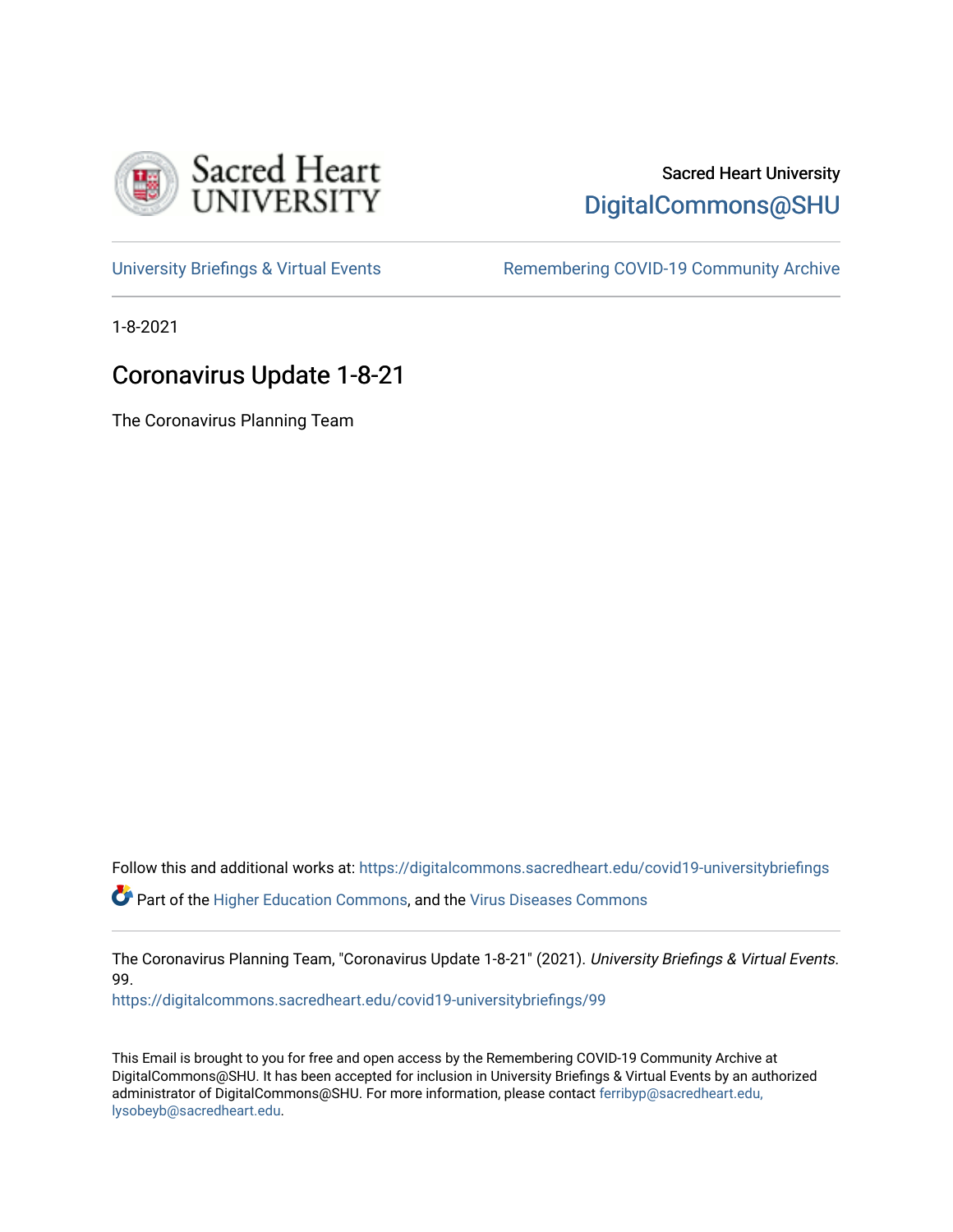Sacred Heart University
DigitalCommons@SHU

University Briefings & Virtual Events | Remembering COVID-19 Community Archive

1-8-2021

# Coronavirus Update 1-8-21

The Coronavirus Planning Team

Follow this and additional works at: https://digitalcommons.sacredheart.edu/covid19-universitybriefings

Part of the Higher Education Commons, and the Virus Diseases Commons

The Coronavirus Planning Team, "Coronavirus Update 1-8-21" (2021). *University Briefings & Virtual Events*. 99.
https://digitalcommons.sacredheart.edu/covid19-universitybriefings/99

This Email is brought to you for free and open access by the Remembering COVID-19 Community Archive at DigitalCommons@SHU. It has been accepted for inclusion in University Briefings & Virtual Events by an authorized administrator of DigitalCommons@SHU. For more information, please contact ferribyp@sacredheart.edu, lysobeyb@sacredheart.edu.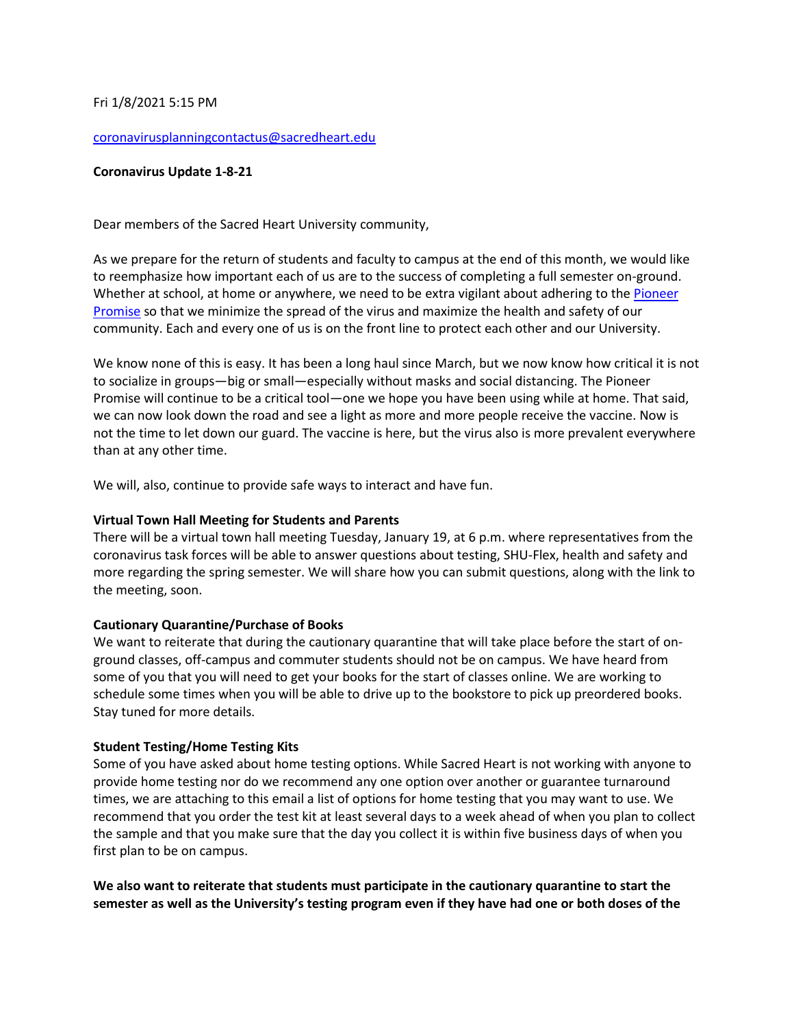Fri 1/8/2021 5:15 PM

[coronavirusplanningcontactus@sacredheart.edu](mailto:coronavirusplanningcontactus@sacredheart.edu)

**Coronavirus Update 1-8-21**

Dear members of the Sacred Heart University community,

As we prepare for the return of students and faculty to campus at the end of this month, we would like to reemphasize how important each of us are to the success of completing a full semester on-ground. Whether at school, at home or anywhere, we need to be extra vigilant about adhering to the [Pioneer Promise](#) so that we minimize the spread of the virus and maximize the health and safety of our community. Each and every one of us is on the front line to protect each other and our University.

We know none of this is easy. It has been a long haul since March, but we now know how critical it is not to socialize in groups—big or small—especially without masks and social distancing. The Pioneer Promise will continue to be a critical tool—one we hope you have been using while at home. That said, we can now look down the road and see a light as more and more people receive the vaccine. Now is not the time to let down our guard. The vaccine is here, but the virus also is more prevalent everywhere than at any other time.

We will, also, continue to provide safe ways to interact and have fun.

**Virtual Town Hall Meeting for Students and Parents**
There will be a virtual town hall meeting Tuesday, January 19, at 6 p.m. where representatives from the coronavirus task forces will be able to answer questions about testing, SHU-Flex, health and safety and more regarding the spring semester. We will share how you can submit questions, along with the link to the meeting, soon.

**Cautionary Quarantine/Purchase of Books**
We want to reiterate that during the cautionary quarantine that will take place before the start of on-ground classes, off-campus and commuter students should not be on campus. We have heard from some of you that you will need to get your books for the start of classes online. We are working to schedule some times when you will be able to drive up to the bookstore to pick up preordered books. Stay tuned for more details.

**Student Testing/Home Testing Kits**
Some of you have asked about home testing options. While Sacred Heart is not working with anyone to provide home testing nor do we recommend any one option over another or guarantee turnaround times, we are attaching to this email a list of options for home testing that you may want to use. We recommend that you order the test kit at least several days to a week ahead of when you plan to collect the sample and that you make sure that the day you collect it is within five business days of when you first plan to be on campus.

**We also want to reiterate that students must participate in the cautionary quarantine to start the semester as well as the University's testing program even if they have had one or both doses of the**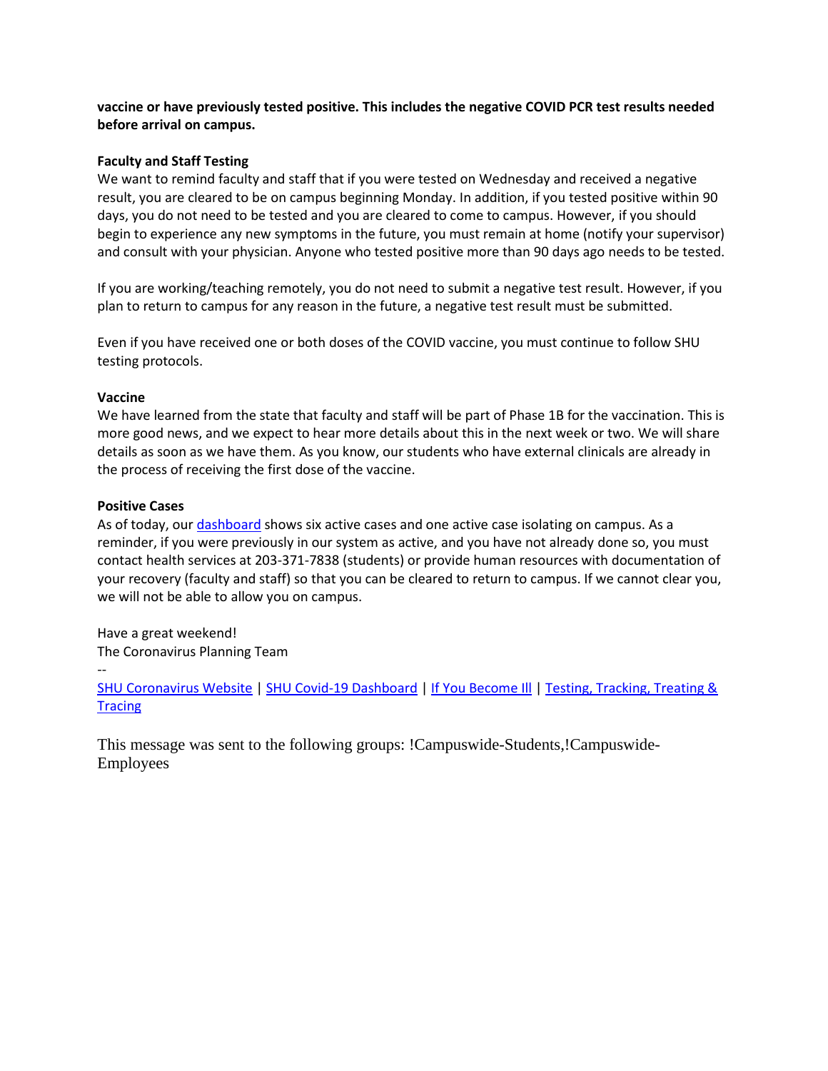**vaccine or have previously tested positive. This includes the negative COVID PCR test results needed before arrival on campus.**

**Faculty and Staff Testing**

We want to remind faculty and staff that if you were tested on Wednesday and received a negative result, you are cleared to be on campus beginning Monday. In addition, if you tested positive within 90 days, you do not need to be tested and you are cleared to come to campus. However, if you should begin to experience any new symptoms in the future, you must remain at home (notify your supervisor) and consult with your physician. Anyone who tested positive more than 90 days ago needs to be tested.

If you are working/teaching remotely, you do not need to submit a negative test result. However, if you plan to return to campus for any reason in the future, a negative test result must be submitted.

Even if you have received one or both doses of the COVID vaccine, you must continue to follow SHU testing protocols.

**Vaccine**

We have learned from the state that faculty and staff will be part of Phase 1B for the vaccination. This is more good news, and we expect to hear more details about this in the next week or two. We will share details as soon as we have them. As you know, our students who have external clinicals are already in the process of receiving the first dose of the vaccine.

**Positive Cases**

As of today, our dashboard shows six active cases and one active case isolating on campus. As a reminder, if you were previously in our system as active, and you have not already done so, you must contact health services at 203-371-7838 (students) or provide human resources with documentation of your recovery (faculty and staff) so that you can be cleared to return to campus. If we cannot clear you, we will not be able to allow you on campus.

Have a great weekend!
The Coronavirus Planning Team

--

SHU Coronavirus Website | SHU Covid-19 Dashboard | If You Become Ill | Testing, Tracking, Treating & Tracing

This message was sent to the following groups: !Campuswide-Students,!Campuswide-Employees